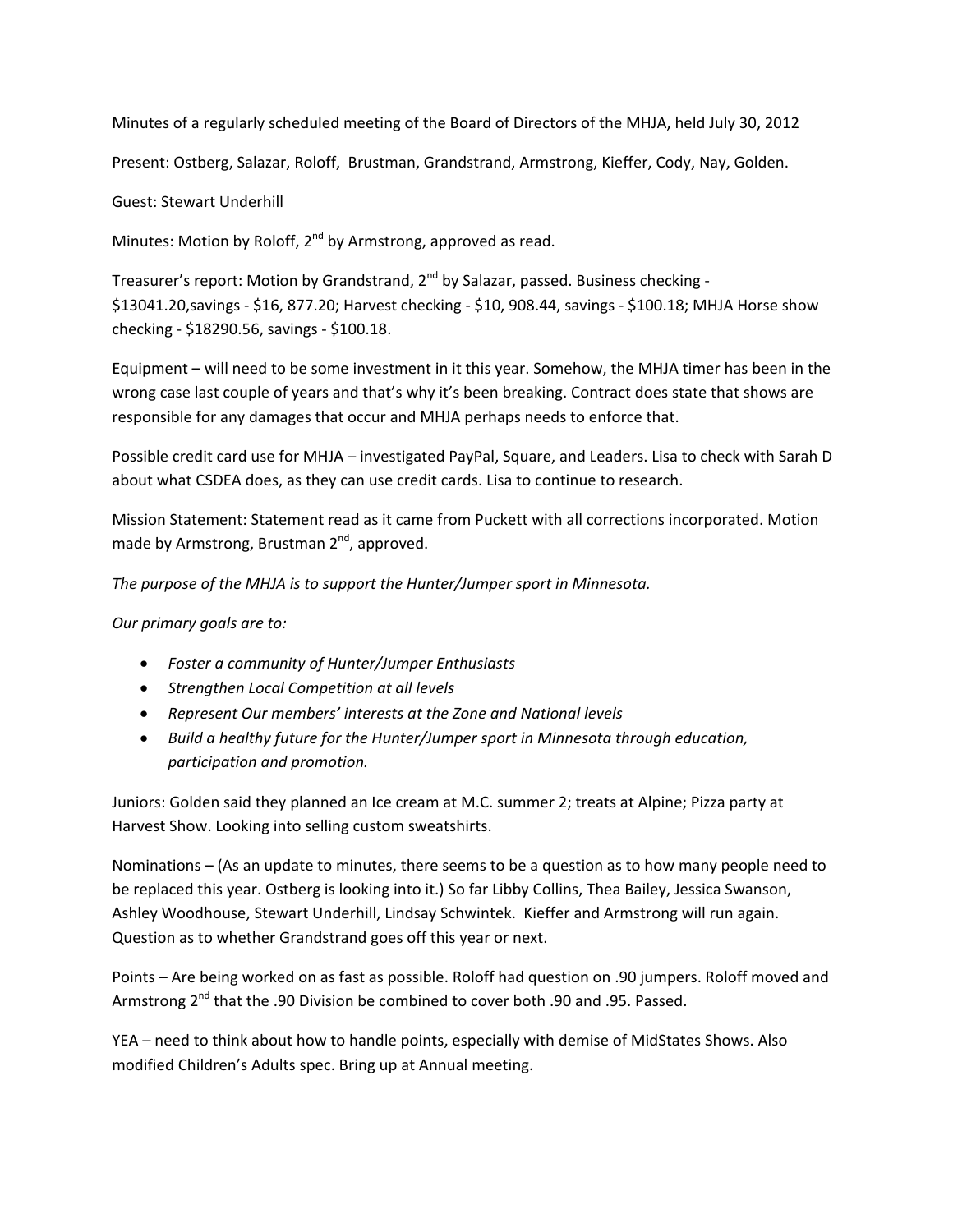Minutes of a regularly scheduled meeting of the Board of Directors of the MHJA, held July 30, 2012

Present: Ostberg, Salazar, Roloff, Brustman, Grandstrand, Armstrong, Kieffer, Cody, Nay, Golden.

Guest: Stewart Underhill

Minutes: Motion by Roloff, 2nd by Armstrong, approved as read.

Treasurer's report: Motion by Grandstrand, 2nd by Salazar, passed. Business checking - $13041.20,savings - $16, 877.20; Harvest checking - $10, 908.44, savings - $100.18; MHJA Horse show checking - $18290.56, savings - $100.18.

Equipment – will need to be some investment in it this year. Somehow, the MHJA timer has been in the wrong case last couple of years and that's why it's been breaking. Contract does state that shows are responsible for any damages that occur and MHJA perhaps needs to enforce that.

Possible credit card use for MHJA – investigated PayPal, Square, and Leaders. Lisa to check with Sarah D about what CSDEA does, as they can use credit cards. Lisa to continue to research.

Mission Statement: Statement read as it came from Puckett with all corrections incorporated. Motion made by Armstrong, Brustman 2nd, approved.

*The purpose of the MHJA is to support the Hunter/Jumper sport in Minnesota.*

*Our primary goals are to:*

- *Foster a community of Hunter/Jumper Enthusiasts*
- *Strengthen Local Competition at all levels*
- *Represent Our members' interests at the Zone and National levels*
- *Build a healthy future for the Hunter/Jumper sport in Minnesota through education, participation and promotion.*

Juniors: Golden said they planned an Ice cream at M.C. summer 2; treats at Alpine; Pizza party at Harvest Show. Looking into selling custom sweatshirts.

Nominations – (As an update to minutes, there seems to be a question as to how many people need to be replaced this year. Ostberg is looking into it.) So far Libby Collins, Thea Bailey, Jessica Swanson, Ashley Woodhouse, Stewart Underhill, Lindsay Schwintek. Kieffer and Armstrong will run again. Question as to whether Grandstrand goes off this year or next.

Points – Are being worked on as fast as possible. Roloff had question on .90 jumpers. Roloff moved and Armstrong 2nd that the .90 Division be combined to cover both .90 and .95. Passed.

YEA – need to think about how to handle points, especially with demise of MidStates Shows. Also modified Children's Adults spec. Bring up at Annual meeting.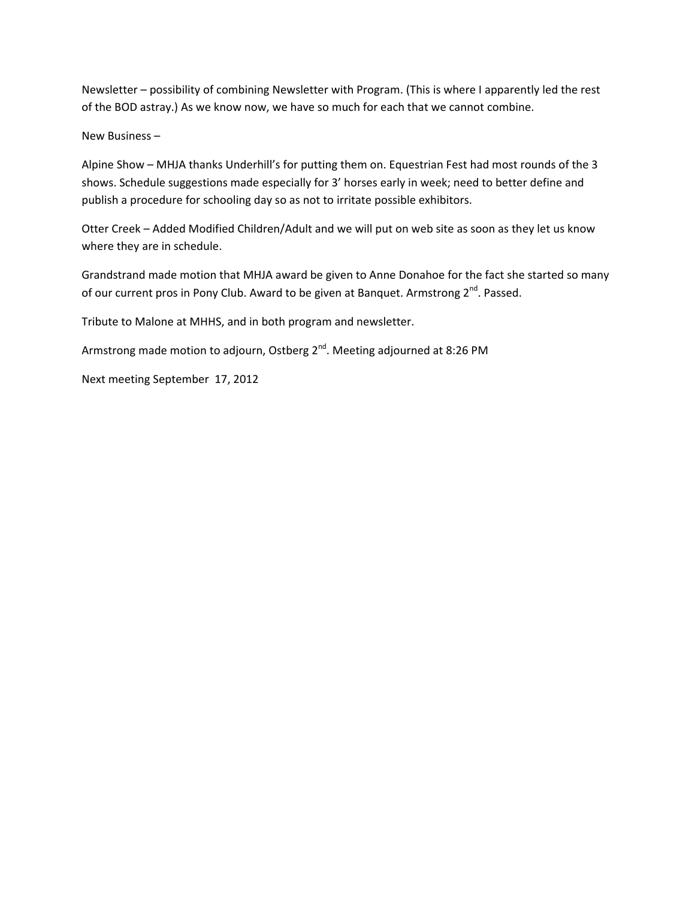Newsletter – possibility of combining Newsletter with Program. (This is where I apparently led the rest of the BOD astray.) As we know now, we have so much for each that we cannot combine.

New Business –

Alpine Show – MHJA thanks Underhill's for putting them on. Equestrian Fest had most rounds of the 3 shows. Schedule suggestions made especially for 3' horses early in week; need to better define and publish a procedure for schooling day so as not to irritate possible exhibitors.

Otter Creek – Added Modified Children/Adult and we will put on web site as soon as they let us know where they are in schedule.

Grandstrand made motion that MHJA award be given to Anne Donahoe for the fact she started so many of our current pros in Pony Club. Award to be given at Banquet. Armstrong 2nd. Passed.

Tribute to Malone at MHHS, and in both program and newsletter.

Armstrong made motion to adjourn, Ostberg 2nd. Meeting adjourned at 8:26 PM

Next meeting September 17, 2012